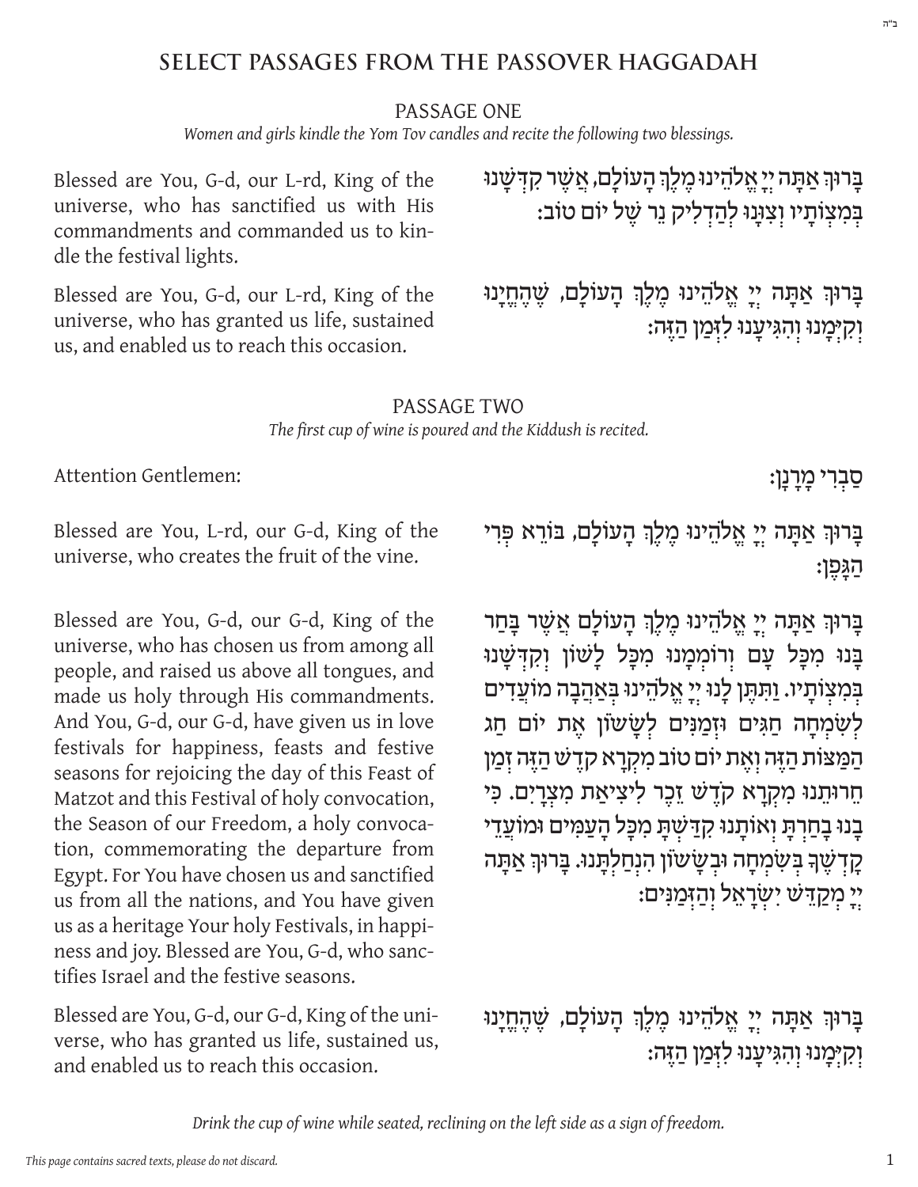# SELECT PASSAGES FROM THE PASSOVER HAGGADAH

## PASSAGE ONE

*Women and girls kindle the Yom Tov candles and recite the following two blessings.*

בָּרוּךְ אַתָּה יְיָ אֱלֹהֵינוּ מֶלֶךְ הָעוֹלָם, אֲשֶׁר קִדְּשָׁנוּ בְּמִצְוֹתָיו וְצִוָּנוּ לְהַדְלִיק נֵר שֶׁל יוֹם טוֹב:

Blessed are You, G-d, our L-rd, King of the universe, who has sanctified us with His commandments and commanded us to kindle the festival lights.

בָּרוּךְ אַתָּה יְיָ אֱלֹהֵינוּ מֶלֶךְ הָעוֹלָם, שֶׁהֶחֱיָנוּ וְקִיְּמָנוּ וְהִגִּיעָנוּ לִזְמַן הַזֶּה:

Blessed are You, G-d, our L-rd, King of the universe, who has granted us life, sustained us, and enabled us to reach this occasion.

## PASSAGE TWO

*The first cup of wine is poured and the Kiddush is recited.*

סַבְרִי מָרָנָן:

Attention Gentlemen:

בָּרוּךְ אַתָּה יְיָ אֱלֹהֵינוּ מֶלֶךְ הָעוֹלָם, בּוֹרֵא פְּרִי הַגָּפֶן:

Blessed are You, L-rd, our G-d, King of the universe, who creates the fruit of the vine.

בָּרוּךְ אַתָּה יְיָ אֱלֹהֵינוּ מֶלֶךְ הָעוֹלָם אֲשֶׁר בָּחַר בָּנוּ מִכָּל עָם וְרוֹמְמָנוּ מִכָּל לָשׁוֹן וְקִדְּשָׁנוּ בְּמִצְוֹתָיו. וַתִּתֶּן לָנוּ יְיָ אֱלֹהֵינוּ בְּאַהֲבָה מוֹעֲדִים לְשִׂמְחָה חַגִּים וּזְמַנִּים לְשָׂשׂוֹן אֶת יוֹם חַג הַמַּצּוֹת הַזֶּה וְאֶת יוֹם טוֹב מִקְרָא קֹדֶשׁ הַזֶּה זְמַן חֵרוּתֵנוּ מִקְרָא קֹדֶשׁ זֵכֶר לִיצִיאַת מִצְרָיִם. כִּי בָנוּ בָחַרְתָּ וְאוֹתָנוּ קִדַּשְׁתָּ מִכָּל הָעַמִּים וּמוֹעֲדֵי קָדְשֶׁךָ בְּשִׂמְחָה וּבְשָׂשׂוֹן הִנְחַלְתָּנוּ. בָּרוּךְ אַתָּה יְיָ מְקַדֵּשׁ יִשְׂרָאֵל וְהַזְּמַנִּים:

Blessed are You, G-d, our G-d, King of the universe, who has chosen us from among all people, and raised us above all tongues, and made us holy through His commandments. And You, G-d, our G-d, have given us in love festivals for happiness, feasts and festive seasons for rejoicing the day of this Feast of Matzot and this Festival of holy convocation, the Season of our Freedom, a holy convocation, commemorating the departure from Egypt. For You have chosen us and sanctified us from all the nations, and You have given us as a heritage Your holy Festivals, in happiness and joy. Blessed are You, G-d, who sanctifies Israel and the festive seasons.

בָּרוּךְ אַתָּה יְיָ אֱלֹהֵינוּ מֶלֶךְ הָעוֹלָם, שֶׁהֶחֱיָנוּ וְקִיְּמָנוּ וְהִגִּיעָנוּ לִזְמַן הַזֶּה:

Blessed are You, G-d, our G-d, King of the universe, who has granted us life, sustained us, and enabled us to reach this occasion.

*Drink the cup of wine while seated, reclining on the left side as a sign of freedom.*

*This page contains sacred texts, please do not discard.*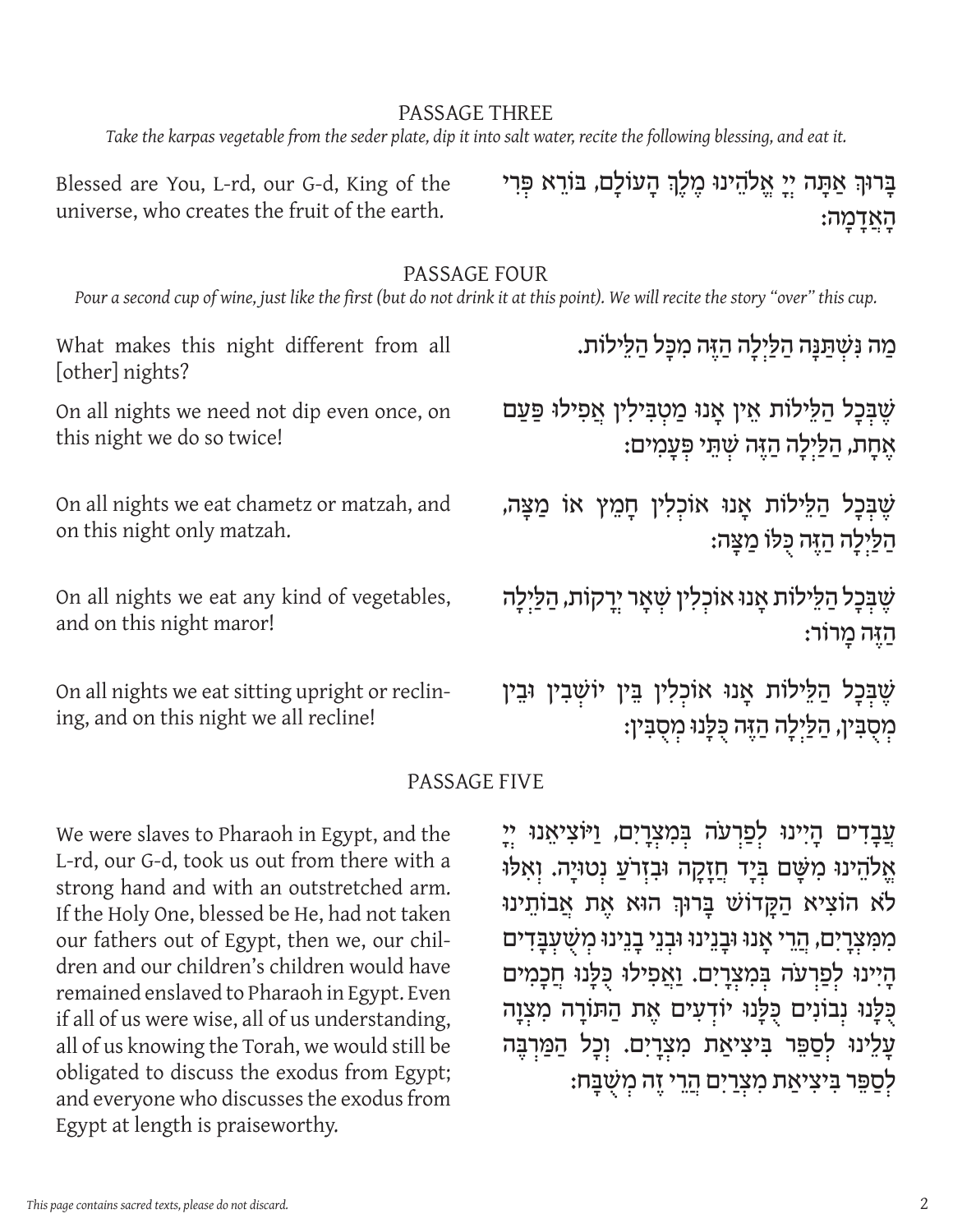## PASSAGE THREE

*Take the karpas vegetable from the seder plate, dip it into salt water, recite the following blessing, and eat it.*

Blessed are You, L-rd, our G-d, King of the universe, who creates the fruit of the earth.

בָּרוּךְ אַתָּה יְיָ אֱלֹהֵינוּ מֶלֶךְ הָעוֹלָם, בּוֹרֵא פְּרִי הָאֲדָמָה:

## PASSAGE FOUR

*Pour a second cup of wine, just like the first (but do not drink it at this point). We will recite the story "over" this cup.*

What makes this night different from all [other] nights?

מַה נִּשְׁתַּנָּה הַלַּיְלָה הַזֶּה מִכָּל הַלֵּילוֹת.

On all nights we need not dip even once, on this night we do so twice!

שֶׁבְּכָל הַלֵּילוֹת אֵין אָנוּ מַטְבִּילִין אֲפִילוּ פַּעַם אֶחָת, הַלַּיְלָה הַזֶּה שְׁתֵּי פְעָמִים:

On all nights we eat chametz or matzah, and on this night only matzah.

שֶׁבְּכָל הַלֵּילוֹת אָנוּ אוֹכְלִין חָמֵץ אוֹ מַצָּה, הַלַּיְלָה הַזֶּה כֻּלּוֹ מַצָּה:

On all nights we eat any kind of vegetables, and on this night maror!

שֶׁבְּכָל הַלֵּילוֹת אָנוּ אוֹכְלִין שְׁאָר יְרָקוֹת, הַלַּיְלָה הַזֶּה מָרוֹר:

On all nights we eat sitting upright or reclining, and on this night we all recline!

שֶׁבְּכָל הַלֵּילוֹת אָנוּ אוֹכְלִין בֵּין יוֹשְׁבִין וּבֵין מְסֻבִּין, הַלַּיְלָה הַזֶּה כֻּלָּנוּ מְסֻבִּין:

## PASSAGE FIVE

We were slaves to Pharaoh in Egypt, and the L-rd, our G-d, took us out from there with a strong hand and with an outstretched arm. If the Holy One, blessed be He, had not taken our fathers out of Egypt, then we, our children and our children's children would have remained enslaved to Pharaoh in Egypt. Even if all of us were wise, all of us understanding, all of us knowing the Torah, we would still be obligated to discuss the exodus from Egypt; and everyone who discusses the exodus from Egypt at length is praiseworthy.

עֲבָדִים הָיִינוּ לְפַרְעֹה בְּמִצְרָיִם, וַיּוֹצִיאֵנוּ יְיָ אֱלֹהֵינוּ מִשָּׁם בְּיָד חֲזָקָה וּבִזְרֹעַ נְטוּיָה. וְאִלּוּ לֹא הוֹצִיא הַקָּדוֹשׁ בָּרוּךְ הוּא אֶת אֲבוֹתֵינוּ מִמִּצְרָיִם, הֲרֵי אָנוּ וּבָנֵינוּ וּבְנֵי בָנֵינוּ מְשֻׁעְבָּדִים הָיִינוּ לְפַרְעֹה בְּמִצְרָיִם. וַאֲפִילוּ כֻּלָּנוּ חֲכָמִים כֻּלָּנוּ נְבוֹנִים כֻּלָּנוּ יוֹדְעִים אֶת הַתּוֹרָה מִצְוָה עָלֵינוּ לְסַפֵּר בִּיצִיאַת מִצְרָיִם. וְכָל הַמַּרְבֶּה לְסַפֵּר בִּיצִיאַת מִצְרַיִם הֲרֵי זֶה מְשֻׁבָּח: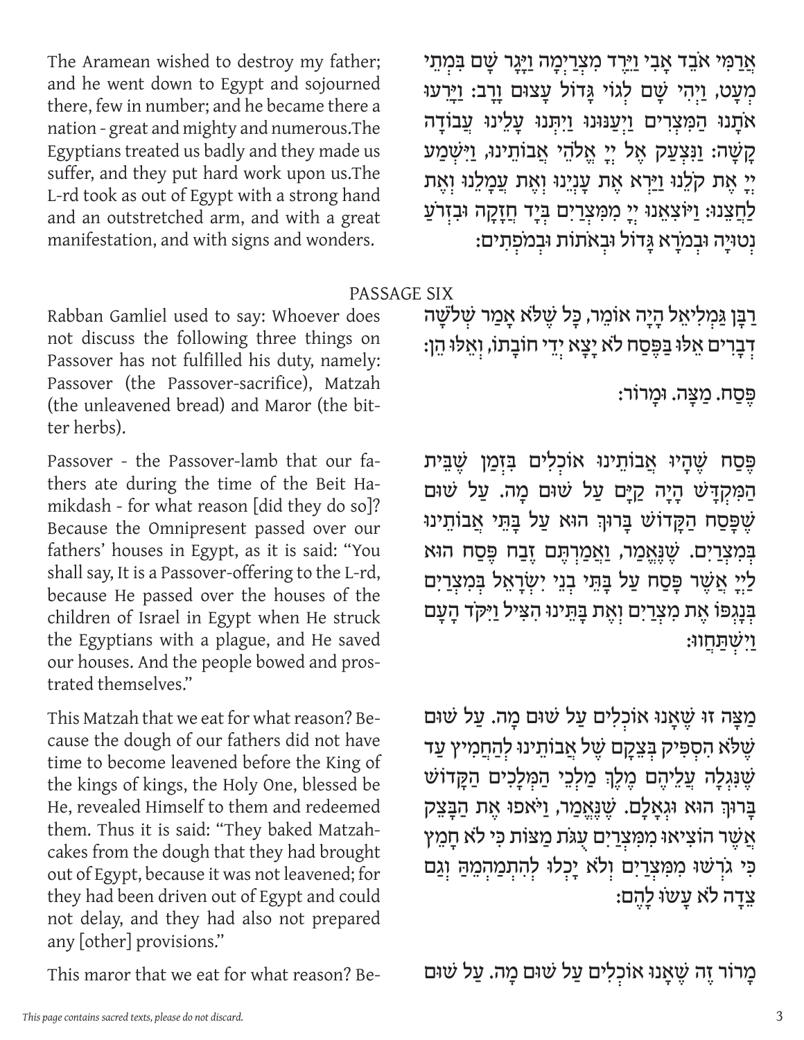The Aramean wished to destroy my father; and he went down to Egypt and sojourned there, few in number; and he became there a nation - great and mighty and numerous.The Egyptians treated us badly and they made us suffer, and they put hard work upon us.The L-rd took as out of Egypt with a strong hand and an outstretched arm, and with a great manifestation, and with signs and wonders.

אֲרַמִּי אֹבֵד אָבִי וַיֵּרֶד מִצְרַיְמָה וַיָּגָר שָׁם בִּמְתֵי מְעָט, וַיְהִי שָׁם לְגוֹי גָּדוֹל עָצוּם וָרָב: וַיָּרֵעוּ אֹתָנוּ הַמִּצְרִים וַיְעַנּוּנוּ וַיִּתְּנוּ עָלֵינוּ עֲבוֹדָה קָשָׁה: וַנִּצְעַק אֶל יְיָ אֱלֹהֵי אֲבוֹתֵינוּ, וַיִּשְׁמַע יְיָ אֶת קֹלֵנוּ וַיַּרְא אֶת עָנְיֵנוּ וְאֶת עֲמָלֵנוּ וְאֶת לַחֲצֵנוּ: וַיּוֹצִאֵנוּ יְיָ מִמִּצְרַיִם בְּיָד חֲזָקָה וּבִזְרֹעַ נְטוּיָה וּבְמֹרָא גָּדוֹל וּבְאֹתוֹת וּבְמֹפְתִים:

## PASSAGE SIX

Rabban Gamliel used to say: Whoever does not discuss the following three things on Passover has not fulfilled his duty, namely: Passover (the Passover-sacrifice), Matzah (the unleavened bread) and Maror (the bitter herbs).

רַבָּן גַּמְלִיאֵל הָיָה אוֹמֵר, כָּל שֶׁלֹּא אָמַר שְׁלֹשָׁה דְבָרִים אֵלּוּ בַּפֶּסַח לֹא יָצָא יְדֵי חוֹבָתוֹ, וְאֵלּוּ הֵן:

פֶּסַח. מַצָּה. וּמָרוֹר:

Passover - the Passover-lamb that our fathers ate during the time of the Beit Hamikdash - for what reason [did they do so]? Because the Omnipresent passed over our fathers' houses in Egypt, as it is said: "You shall say, It is a Passover-offering to the L-rd, because He passed over the houses of the children of Israel in Egypt when He struck the Egyptians with a plague, and He saved our houses. And the people bowed and prostrated themselves."

פֶּסַח שֶׁהָיוּ אֲבוֹתֵינוּ אוֹכְלִים בִּזְמַן שֶׁבֵּית הַמִּקְדָּשׁ הָיָה קַיָּם עַל שׁוּם מָה. עַל שׁוּם שֶׁפָּסַח הַקָּדוֹשׁ בָּרוּךְ הוּא עַל בָּתֵּי אֲבוֹתֵינוּ בְּמִצְרַיִם. שֶׁנֶּאֱמַר, וַאֲמַרְתֶּם זֶבַח פֶּסַח הוּא לַייָ אֲשֶׁר פָּסַח עַל בָּתֵּי בְנֵי יִשְׂרָאֵל בְּמִצְרַיִם בְּנָגְפּוֹ אֶת מִצְרַיִם וְאֶת בָּתֵּינוּ הִצִּיל וַיִּקֹּד הָעָם וַיִּשְׁתַּחֲווּ:

This Matzah that we eat for what reason? Because the dough of our fathers did not have time to become leavened before the King of the kings of kings, the Holy One, blessed be He, revealed Himself to them and redeemed them. Thus it is said: "They baked Matzah-cakes from the dough that they had brought out of Egypt, because it was not leavened; for they had been driven out of Egypt and could not delay, and they had also not prepared any [other] provisions."

מַצָּה זוֹ שֶׁאָנוּ אוֹכְלִים עַל שׁוּם מָה. עַל שׁוּם שֶׁלֹּא הִסְפִּיק בְּצֵקָם שֶׁל אֲבוֹתֵינוּ לְהַחֲמִיץ עַד שֶׁנִּגְלָה עֲלֵיהֶם מֶלֶךְ מַלְכֵי הַמְּלָכִים הַקָּדוֹשׁ בָּרוּךְ הוּא וּגְאָלָם. שֶׁנֶּאֱמַר, וַיֹּאפוּ אֶת הַבָּצֵק אֲשֶׁר הוֹצִיאוּ מִמִּצְרַיִם עֻגֹת מַצּוֹת כִּי לֹא חָמֵץ כִּי גֹרְשׁוּ מִמִּצְרַיִם וְלֹא יָכְלוּ לְהִתְמַהְמֵהַּ וְגַם צֵדָה לֹא עָשׂוּ לָהֶם:

This maror that we eat for what reason? Be-

מָרוֹר זֶה שֶׁאָנוּ אוֹכְלִים עַל שׁוּם מָה. עַל שׁוּם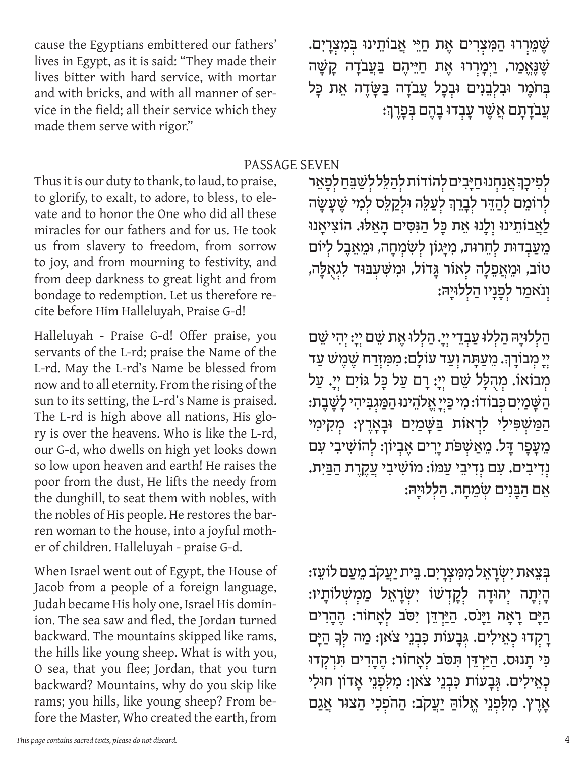שֶׁמֵּרְרוּ הַמִּצְרִים אֶת חַיֵּי אֲבוֹתֵינוּ בְּמִצְרָיִם. שֶׁנֶּאֱמַר, וַיְמָרְרוּ אֶת חַיֵּיהֶם בַּעֲבֹדָה קָשָׁה בְּחֹמֶר וּבִלְבֵנִים וּבְכָל עֲבֹדָה בַּשָּׂדֶה אֵת כָּל עֲבֹדָתָם אֲשֶׁר עָבְדוּ בָהֶם בְּפָרֶךְ:

cause the Egyptians embittered our fathers' lives in Egypt, as it is said: "They made their lives bitter with hard service, with mortar and with bricks, and with all manner of service in the field; all their service which they made them serve with rigor."

## PASSAGE SEVEN

לְפִיכָךְ אֲנַחְנוּ חַיָּבִים לְהוֹדוֹת לְהַלֵּל לְשַׁבֵּחַ לְפָאֵר לְרוֹמֵם לְהַדֵּר לְבָרֵךְ לְעַלֵּה וּלְקַלֵּס לְמִי שֶׁעָשָׂה לַאֲבוֹתֵינוּ וְלָנוּ אֶת כָּל הַנִּסִּים הָאֵלּוּ. הוֹצִיאָנוּ מֵעַבְדוּת לְחֵרוּת, מִיָּגוֹן לְשִׂמְחָה, וּמֵאֵבֶל לְיוֹם טוֹב, וּמֵאֲפֵלָה לְאוֹר גָּדוֹל, וּמִשִּׁעְבּוּד לִגְאֻלָּה, וְנֹאמַר לְפָנָיו הַלְלוּיָהּ:

Thus it is our duty to thank, to laud, to praise, to glorify, to exalt, to adore, to bless, to elevate and to honor the One who did all these miracles for our fathers and for us. He took us from slavery to freedom, from sorrow to joy, and from mourning to festivity, and from deep darkness to great light and from bondage to redemption. Let us therefore recite before Him Halleluyah, Praise G-d!

הַלְלוּיָהּ הַלְלוּ עַבְדֵי יְיָ. הַלְלוּ אֶת שֵׁם יְיָ: יְהִי שֵׁם יְיָ מְבוֹרָךְ. מֵעַתָּה וְעַד עוֹלָם: מִמִּזְרַח שֶׁמֶשׁ עַד מְבוֹאוֹ. מְהֻלָּל שֵׁם יְיָ: רָם עַל כָּל גּוֹיִם יְיָ. עַל הַשָּׁמַיִם כְּבוֹדוֹ: מִי כַּיְיָ אֱלֹהֵינוּ הַמַּגְבִּיהִי לָשָׁבֶת: הַמַּשְׁפִּילִי לִרְאוֹת בַּשָּׁמַיִם וּבָאָרֶץ: מְקִימִי מֵעָפָר דָּל. מֵאַשְׁפֹּת יָרִים אֶבְיוֹן: לְהוֹשִׁיבִי עִם נְדִיבִים. עִם נְדִיבֵי עַמּוֹ: מוֹשִׁיבִי עֲקֶרֶת הַבַּיִת. אֵם הַבָּנִים שְׂמֵחָה. הַלְלוּיָהּ:

Halleluyah - Praise G-d! Offer praise, you servants of the L-rd; praise the Name of the L-rd. May the L-rd's Name be blessed from now and to all eternity. From the rising of the sun to its setting, the L-rd's Name is praised. The L-rd is high above all nations, His glory is over the heavens. Who is like the L-rd, our G-d, who dwells on high yet looks down so low upon heaven and earth! He raises the poor from the dust, He lifts the needy from the dunghill, to seat them with nobles, with the nobles of His people. He restores the barren woman to the house, into a joyful mother of children. Halleluyah - praise G-d.

בְּצֵאת יִשְׂרָאֵל מִמִּצְרָיִם. בֵּית יַעֲקֹב מֵעַם לוֹעֵז: הָיְתָה יְהוּדָה לְקָדְשׁוֹ יִשְׂרָאֵל מַמְשְׁלוֹתָיו: הַיָּם רָאָה וַיָּנֹס. הַיַּרְדֵּן יִסֹּב לְאָחוֹר: הֶהָרִים רָקְדוּ כְאֵילִים. גְּבָעוֹת כִּבְנֵי צֹאן: מַה לְּךָ הַיָּם כִּי תָנוּס. הַיַּרְדֵּן תִּסֹּב לְאָחוֹר: הֶהָרִים תִּרְקְדוּ כְאֵילִים. גְּבָעוֹת כִּבְנֵי צֹאן: מִלִּפְנֵי אָדוֹן חוּלִי אָרֶץ. מִלִּפְנֵי אֱלוֹהַּ יַעֲקֹב: הַהֹפְכִי הַצּוּר אֲגַם

When Israel went out of Egypt, the House of Jacob from a people of a foreign language, Judah became His holy one, Israel His dominion. The sea saw and fled, the Jordan turned backward. The mountains skipped like rams, the hills like young sheep. What is with you, O sea, that you flee; Jordan, that you turn backward? Mountains, why do you skip like rams; you hills, like young sheep? From before the Master, Who created the earth, from

*This page contains sacred texts, please do not discard.*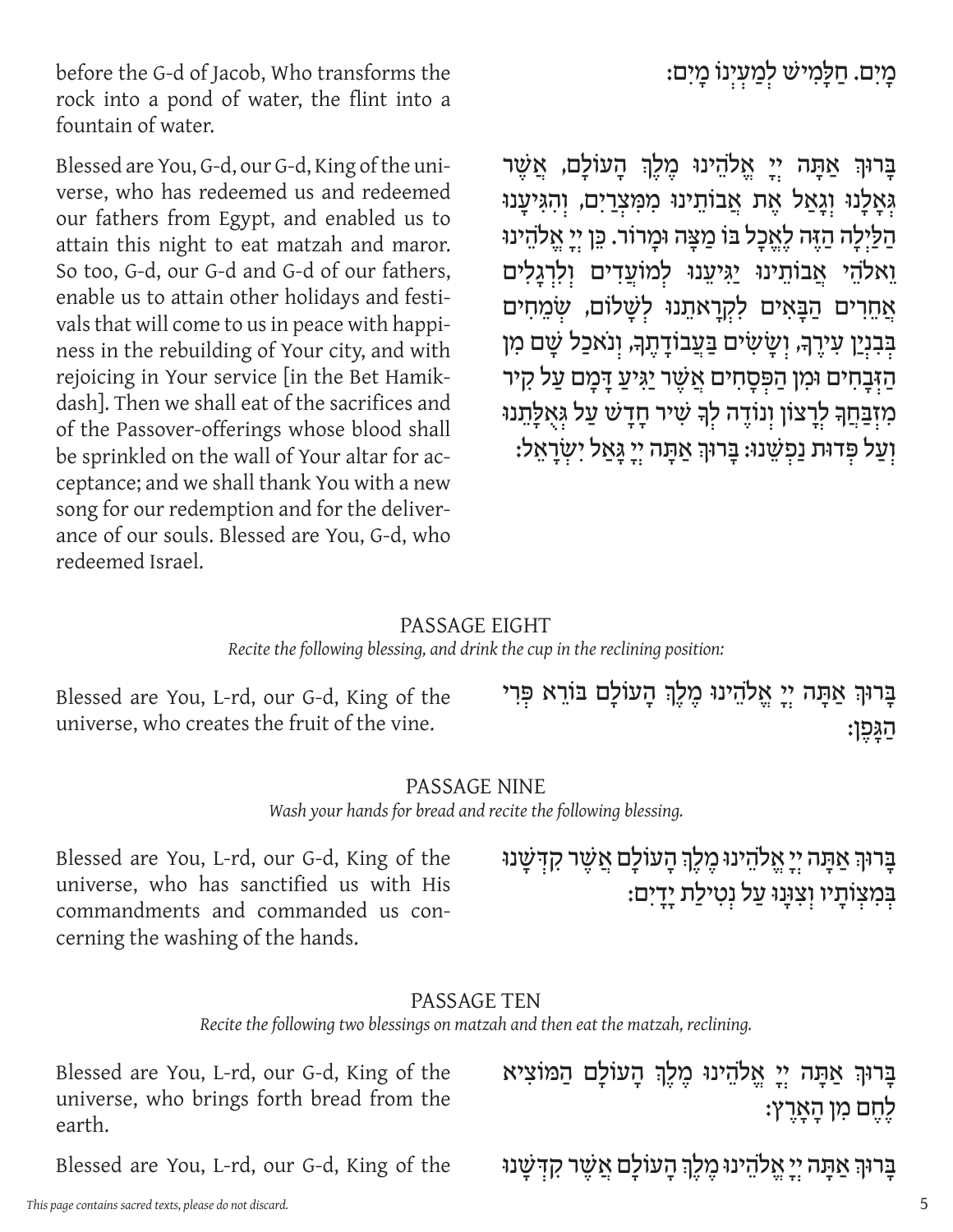מָיִם. חַלָּמִישׁ לְמַעְיְנוֹ מָיִם:

before the G-d of Jacob, Who transforms the rock into a pond of water, the flint into a fountain of water.

בָּרוּךְ אַתָּה יְיָ אֱלֹהֵינוּ מֶלֶךְ הָעוֹלָם, אֲשֶׁר גְּאָלָנוּ וְגָאַל אֶת אֲבוֹתֵינוּ מִמִּצְרַיִם, וְהִגִּיעָנוּ הַלַּיְלָה הַזֶּה לֶאֱכָל בּוֹ מַצָּה וּמָרוֹר. כֵּן יְיָ אֱלֹהֵינוּ וֵאלֹהֵי אֲבוֹתֵינוּ יַגִּיעֵנוּ לְמוֹעֲדִים וְלִרְגָלִים אֲחֵרִים הַבָּאִים לִקְרָאתֵנוּ לְשָׁלוֹם, שְׂמֵחִים בְּבִנְיַן עִירֶךָ, וְשָׂשִׂים בַּעֲבוֹדָתֶךָ, וְנֹאכַל שָׁם מִן הַזְּבָחִים וּמִן הַפְּסָחִים אֲשֶׁר יַגִּיעַ דָּמָם עַל קִיר מִזְבַּחֲךָ לְרָצוֹן וְנוֹדֶה לְּךָ שִׁיר חָדָשׁ עַל גְּאֻלָּתֵנוּ וְעַל פְּדוּת נַפְשֵׁנוּ: בָּרוּךְ אַתָּה יְיָ גָּאַל יִשְׂרָאֵל:

Blessed are You, G-d, our G-d, King of the universe, who has redeemed us and redeemed our fathers from Egypt, and enabled us to attain this night to eat matzah and maror. So too, G-d, our G-d and G-d of our fathers, enable us to attain other holidays and festivals that will come to us in peace with happiness in the rebuilding of Your city, and with rejoicing in Your service [in the Bet Hamikdash]. Then we shall eat of the sacrifices and of the Passover-offerings whose blood shall be sprinkled on the wall of Your altar for acceptance; and we shall thank You with a new song for our redemption and for the deliverance of our souls. Blessed are You, G-d, who redeemed Israel.

## PASSAGE EIGHT

*Recite the following blessing, and drink the cup in the reclining position:*

בָּרוּךְ אַתָּה יְיָ אֱלֹהֵינוּ מֶלֶךְ הָעוֹלָם בּוֹרֵא פְּרִי הַגָּפֶן:

Blessed are You, L-rd, our G-d, King of the universe, who creates the fruit of the vine.

## PASSAGE NINE

*Wash your hands for bread and recite the following blessing.*

בָּרוּךְ אַתָּה יְיָ אֱלֹהֵינוּ מֶלֶךְ הָעוֹלָם אֲשֶׁר קִדְּשָׁנוּ בְּמִצְוֹתָיו וְצִוָּנוּ עַל נְטִילַת יָדָיִם:

Blessed are You, L-rd, our G-d, King of the universe, who has sanctified us with His commandments and commanded us concerning the washing of the hands.

## PASSAGE TEN

*Recite the following two blessings on matzah and then eat the matzah, reclining.*

בָּרוּךְ אַתָּה יְיָ אֱלֹהֵינוּ מֶלֶךְ הָעוֹלָם הַמּוֹצִיא לֶחֶם מִן הָאָרֶץ:

Blessed are You, L-rd, our G-d, King of the universe, who brings forth bread from the earth.

בָּרוּךְ אַתָּה יְיָ אֱלֹהֵינוּ מֶלֶךְ הָעוֹלָם אֲשֶׁר קִדְּשָׁנוּ

Blessed are You, L-rd, our G-d, King of the

*This page contains sacred texts, please do not discard.*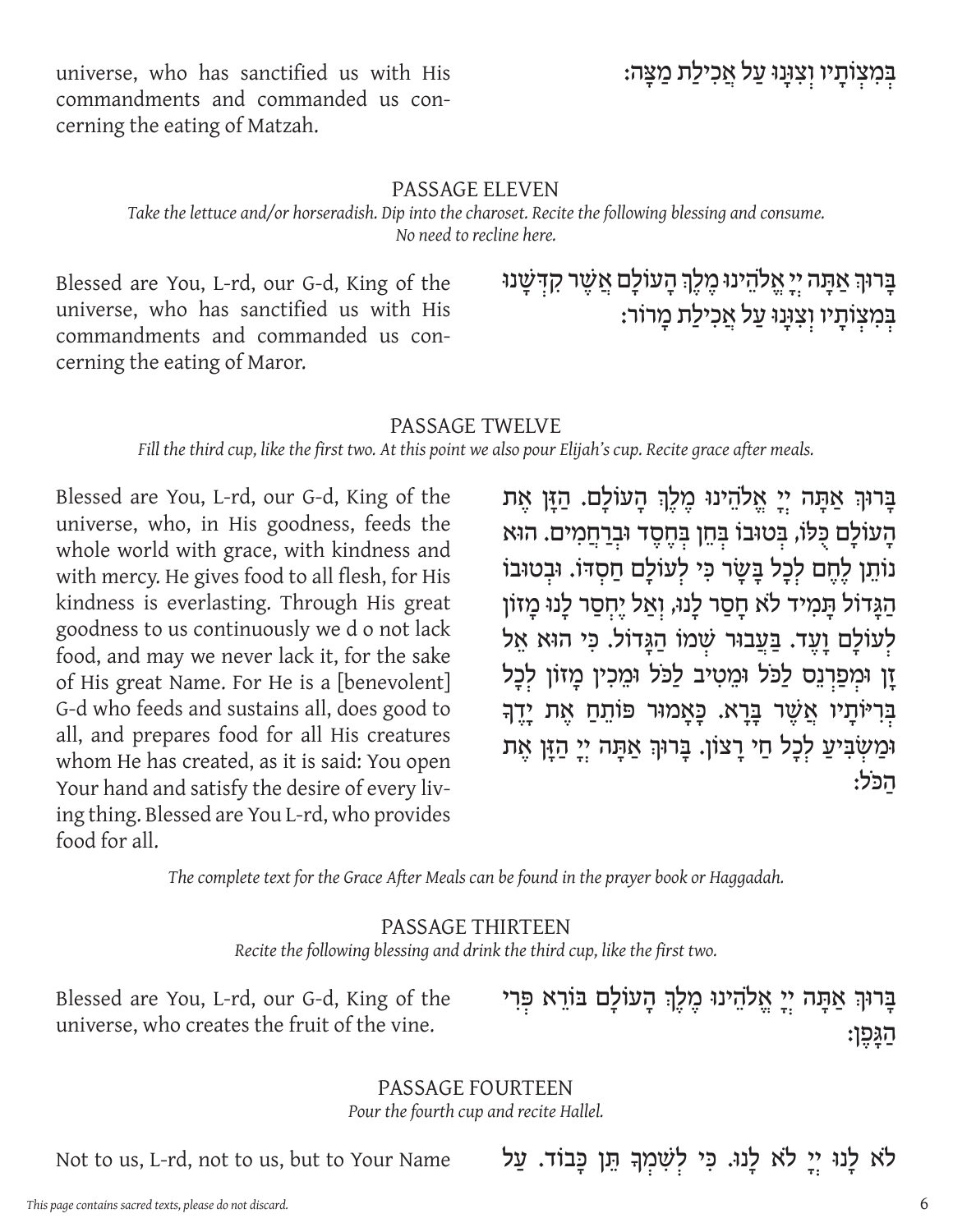universe, who has sanctified us with His commandments and commanded us concerning the eating of Matzah.

בְּמִצְוֹתָיו וְצִוָּנוּ עַל אֲכִילַת מַצָּה:

## PASSAGE ELEVEN

*Take the lettuce and/or horseradish. Dip into the charoset. Recite the following blessing and consume. No need to recline here.*

Blessed are You, L-rd, our G-d, King of the universe, who has sanctified us with His commandments and commanded us concerning the eating of Maror.

בָּרוּךְ אַתָּה יְיָ אֱלֹהֵינוּ מֶלֶךְ הָעוֹלָם אֲשֶׁר קִדְּשָׁנוּ בְּמִצְוֹתָיו וְצִוָּנוּ עַל אֲכִילַת מָרוֹר:

## PASSAGE TWELVE

*Fill the third cup, like the first two. At this point we also pour Elijah's cup. Recite grace after meals.*

Blessed are You, L-rd, our G-d, King of the universe, who, in His goodness, feeds the whole world with grace, with kindness and with mercy. He gives food to all flesh, for His kindness is everlasting. Through His great goodness to us continuously we d o not lack food, and may we never lack it, for the sake of His great Name. For He is a [benevolent] G-d who feeds and sustains all, does good to all, and prepares food for all His creatures whom He has created, as it is said: You open Your hand and satisfy the desire of every living thing. Blessed are You L-rd, who provides food for all.

בָּרוּךְ אַתָּה יְיָ אֱלֹהֵינוּ מֶלֶךְ הָעוֹלָם. הַזָּן אֶת הָעוֹלָם כֻּלּוֹ, בְּטוּבוֹ בְּחֵן בְּחֶסֶד וּבְרַחֲמִים. הוּא נוֹתֵן לֶחֶם לְכָל בָּשָׂר כִּי לְעוֹלָם חַסְדּוֹ. וּבְטוּבוֹ הַגָּדוֹל תָּמִיד לֹא חָסַר לָנוּ, וְאַל יֶחְסַר לָנוּ מָזוֹן לְעוֹלָם וָעֶד. בַּעֲבוּר שְׁמוֹ הַגָּדוֹל. כִּי הוּא אֵל זָן וּמְפַרְנֵס לַכֹּל וּמֵטִיב לַכֹּל וּמֵכִין מָזוֹן לְכָל בְּרִיּוֹתָיו אֲשֶׁר בָּרָא. כָּאָמוּר פּוֹתֵחַ אֶת יָדֶךָ וּמַשְׂבִּיעַ לְכָל חַי רָצוֹן. בָּרוּךְ אַתָּה יְיָ הַזָּן אֶת הַכֹּל:

*The complete text for the Grace After Meals can be found in the prayer book or Haggadah.*

## PASSAGE THIRTEEN

*Recite the following blessing and drink the third cup, like the first two.*

Blessed are You, L-rd, our G-d, King of the universe, who creates the fruit of the vine.

בָּרוּךְ אַתָּה יְיָ אֱלֹהֵינוּ מֶלֶךְ הָעוֹלָם בּוֹרֵא פְּרִי הַגָּפֶן:

## PASSAGE FOURTEEN

*Pour the fourth cup and recite Hallel.*

Not to us, L-rd, not to us, but to Your Name

לֹא לָנוּ יְיָ לֹא לָנוּ. כִּי לְשִׁמְךָ תֵּן כָּבוֹד. עַל

*This page contains sacred texts, please do not discard.*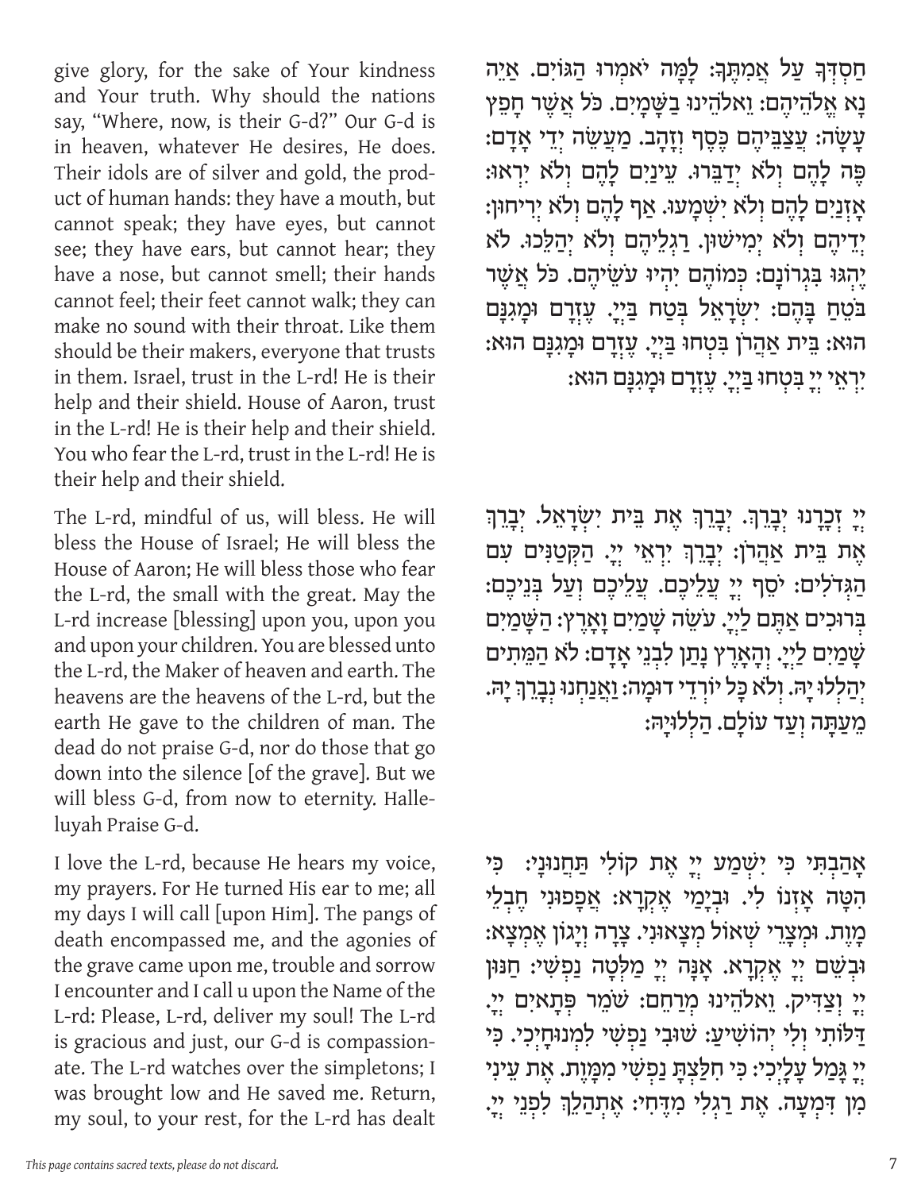give glory, for the sake of Your kindness and Your truth. Why should the nations say, "Where, now, is their G-d?" Our G-d is in heaven, whatever He desires, He does. Their idols are of silver and gold, the product of human hands: they have a mouth, but cannot speak; they have eyes, but cannot see; they have ears, but cannot hear; they have a nose, but cannot smell; their hands cannot feel; their feet cannot walk; they can make no sound with their throat. Like them should be their makers, everyone that trusts in them. Israel, trust in the L-rd! He is their help and their shield. House of Aaron, trust in the L-rd! He is their help and their shield. You who fear the L-rd, trust in the L-rd! He is their help and their shield.

חַסְדְּךָ עַל אֲמִתֶּךָ: לָמָּה יֹאמְרוּ הַגּוֹיִם. אַיֵּה נָא אֱלֹהֵיהֶם: וֵאלֹהֵינוּ בַשָּׁמָיִם. כֹּל אֲשֶׁר חָפֵץ עָשָׂה: עֲצַבֵּיהֶם כֶּסֶף וְזָהָב. מַעֲשֵׂה יְדֵי אָדָם: פֶּה לָהֶם וְלֹא יְדַבֵּרוּ. עֵינַיִם לָהֶם וְלֹא יִרְאוּ: אָזְנַיִם לָהֶם וְלֹא יִשְׁמָעוּ. אַף לָהֶם וְלֹא יְרִיחוּן: יְדֵיהֶם וְלֹא יְמִישׁוּן. רַגְלֵיהֶם וְלֹא יְהַלֵּכוּ. לֹא יֶהְגּוּ בִּגְרוֹנָם: כְּמוֹהֶם יִהְיוּ עֹשֵׂיהֶם. כֹּל אֲשֶׁר בֹּטֵחַ בָּהֶם: יִשְׂרָאֵל בְּטַח בַּיְיָ. עֶזְרָם וּמָגִנָּם הוּא: בֵּית אַהֲרֹן בִּטְחוּ בַיְיָ. עֶזְרָם וּמָגִנָּם הוּא: יִרְאֵי יְיָ בִּטְחוּ בַיְיָ. עֶזְרָם וּמָגִנָּם הוּא:

The L-rd, mindful of us, will bless. He will bless the House of Israel; He will bless the House of Aaron; He will bless those who fear the L-rd, the small with the great. May the L-rd increase [blessing] upon you, upon you and upon your children. You are blessed unto the L-rd, the Maker of heaven and earth. The heavens are the heavens of the L-rd, but the earth He gave to the children of man. The dead do not praise G-d, nor do those that go down into the silence [of the grave]. But we will bless G-d, from now to eternity. Halleluyah Praise G-d.

יְיָ זְכָרָנוּ יְבָרֵךְ. יְבָרֵךְ אֶת בֵּית יִשְׂרָאֵל. יְבָרֵךְ אֶת בֵּית אַהֲרֹן: יְבָרֵךְ יִרְאֵי יְיָ. הַקְּטַנִּים עִם הַגְּדֹלִים: יֹסֵף יְיָ עֲלֵיכֶם. עֲלֵיכֶם וְעַל בְּנֵיכֶם: בְּרוּכִים אַתֶּם לַיְיָ. עֹשֵׂה שָׁמַיִם וָאָרֶץ: הַשָּׁמַיִם שָׁמַיִם לַיְיָ. וְהָאָרֶץ נָתַן לִבְנֵי אָדָם: לֹא הַמֵּתִים יְהַלְלוּ יָהּ. וְלֹא כָּל יוֹרְדֵי דוּמָה: וַאֲנַחְנוּ נְבָרֵךְ יָהּ. מֵעַתָּה וְעַד עוֹלָם. הַלְלוּיָהּ:

I love the L-rd, because He hears my voice, my prayers. For He turned His ear to me; all my days I will call [upon Him]. The pangs of death encompassed me, and the agonies of the grave came upon me, trouble and sorrow I encounter and I call u upon the Name of the L-rd: Please, L-rd, deliver my soul! The L-rd is gracious and just, our G-d is compassionate. The L-rd watches over the simpletons; I was brought low and He saved me. Return, my soul, to your rest, for the L-rd has dealt

אָהַבְתִּי כִּי יִשְׁמַע יְיָ אֶת קוֹלִי תַּחֲנוּנָי: כִּי הִטָּה אָזְנוֹ לִי. וּבְיָמַי אֶקְרָא: אֲפָפוּנִי חֶבְלֵי מָוֶת. וּמְצָרֵי שְׁאוֹל מְצָאוּנִי. צָרָה וְיָגוֹן אֶמְצָא: וּבְשֵׁם יְיָ אֶקְרָא. אָנָּה יְיָ מַלְּטָה נַפְשִׁי: חַנּוּן יְיָ וְצַדִּיק. וֵאלֹהֵינוּ מְרַחֵם: שֹׁמֵר פְּתָאִים יְיָ. דַּלּוֹתִי וְלִי יְהוֹשִׁיעַ: שׁוּבִי נַפְשִׁי לִמְנוּחָיְכִי. כִּי יְיָ גָּמַל עָלָיְכִי: כִּי חִלַּצְתָּ נַפְשִׁי מִמָּוֶת. אֶת עֵינִי מִן דִּמְעָה. אֶת רַגְלִי מִדֶּחִי: אֶתְהַלֵּךְ לִפְנֵי יְיָ.

*This page contains sacred texts, please do not discard.*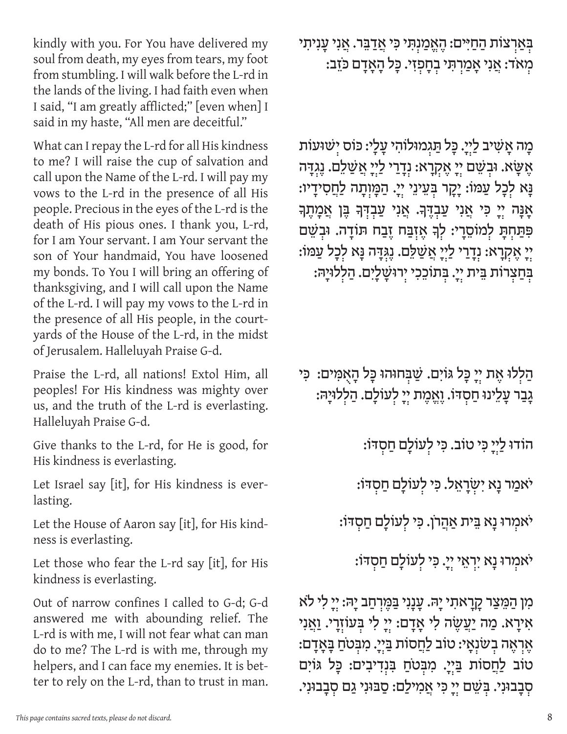בְּאַרְצוֹת הַחַיִּים: הֶאֱמַנְתִּי כִּי אֲדַבֵּר. אֲנִי עָנִיתִי מְאֹד: אֲנִי אָמַרְתִּי בְחָפְזִי. כָּל הָאָדָם כֹּזֵב:

kindly with you. For You have delivered my soul from death, my eyes from tears, my foot from stumbling. I will walk before the L-rd in the lands of the living. I had faith even when I said, "I am greatly afflicted;" [even when] I said in my haste, "All men are deceitful."

מָה אָשִׁיב לַיְיָ. כָּל תַּגְמוּלוֹהִי עָלָי: כּוֹס יְשׁוּעוֹת אֶשָּׂא. וּבְשֵׁם יְיָ אֶקְרָא: נְדָרַי לַיְיָ אֲשַׁלֵּם. נֶגְדָה נָּא לְכָל עַמּוֹ: יָקָר בְּעֵינֵי יְיָ. הַמָּוְתָה לַחֲסִידָיו: אָנָּה יְיָ כִּי אֲנִי עַבְדֶּךָ. אֲנִי עַבְדְּךָ בֶּן אֲמָתֶךָ פִּתַּחְתָּ לְמוֹסֵרָי: לְךָ אֶזְבַּח זֶבַח תּוֹדָה. וּבְשֵׁם יְיָ אֶקְרָא: נְדָרַי לַיְיָ אֲשַׁלֵּם. נֶגְדָה נָּא לְכָל עַמּוֹ: בְּחַצְרוֹת בֵּית יְיָ. בְּתוֹכֵכִי יְרוּשָׁלָיִם. הַלְלוּיָהּ:

What can I repay the L-rd for all His kindness to me? I will raise the cup of salvation and call upon the Name of the L-rd. I will pay my vows to the L-rd in the presence of all His people. Precious in the eyes of the L-rd is the death of His pious ones. I thank you, L-rd, for I am Your servant. I am Your servant the son of Your handmaid, You have loosened my bonds. To You I will bring an offering of thanksgiving, and I will call upon the Name of the L-rd. I will pay my vows to the L-rd in the presence of all His people, in the courtyards of the House of the L-rd, in the midst of Jerusalem. Halleluyah Praise G-d.

הַלְלוּ אֶת יְיָ כָּל גּוֹיִם. שַׁבְּחוּהוּ כָּל הָאֻמִּים: כִּי גָבַר עָלֵינוּ חַסְדּוֹ. וֶאֱמֶת יְיָ לְעוֹלָם. הַלְלוּיָהּ:

Praise the L-rd, all nations! Extol Him, all peoples! For His kindness was mighty over us, and the truth of the L-rd is everlasting. Halleluyah Praise G-d.

הוֹדוּ לַיְיָ כִּי טוֹב. כִּי לְעוֹלָם חַסְדּוֹ:

Give thanks to the L-rd, for He is good, for His kindness is everlasting.

יֹאמַר נָא יִשְׂרָאֵל. כִּי לְעוֹלָם חַסְדּוֹ:

Let Israel say [it], for His kindness is everlasting.

יֹאמְרוּ נָא בֵית אַהֲרֹן. כִּי לְעוֹלָם חַסְדּוֹ:

Let the House of Aaron say [it], for His kindness is everlasting.

יֹאמְרוּ נָא יִרְאֵי יְיָ. כִּי לְעוֹלָם חַסְדּוֹ:

Let those who fear the L-rd say [it], for His kindness is everlasting.

מִן הַמֵּצַר קָרָאתִי יָּהּ. עָנָנִי בַמֶּרְחַב יָהּ: יְיָ לִי לֹא אִירָא. מַה יַּעֲשֶׂה לִי אָדָם: יְיָ לִי בְּעֹזְרָי. וַאֲנִי אֶרְאֶה בְשֹׂנְאָי: טוֹב לַחֲסוֹת בַּייָ. מִבְּטֹחַ בָּאָדָם: טוֹב לַחֲסוֹת בַּייָ. מִבְּטֹחַ בִּנְדִיבִים: כָּל גּוֹיִם סְבָבוּנִי. בְּשֵׁם יְיָ כִּי אֲמִילַם: סַבּוּנִי גַם סְבָבוּנִי.

Out of narrow confines I called to G-d; G-d answered me with abounding relief. The L-rd is with me, I will not fear what can man do to me? The L-rd is with me, through my helpers, and I can face my enemies. It is better to rely on the L-rd, than to trust in man.

*This page contains sacred texts, please do not discard.*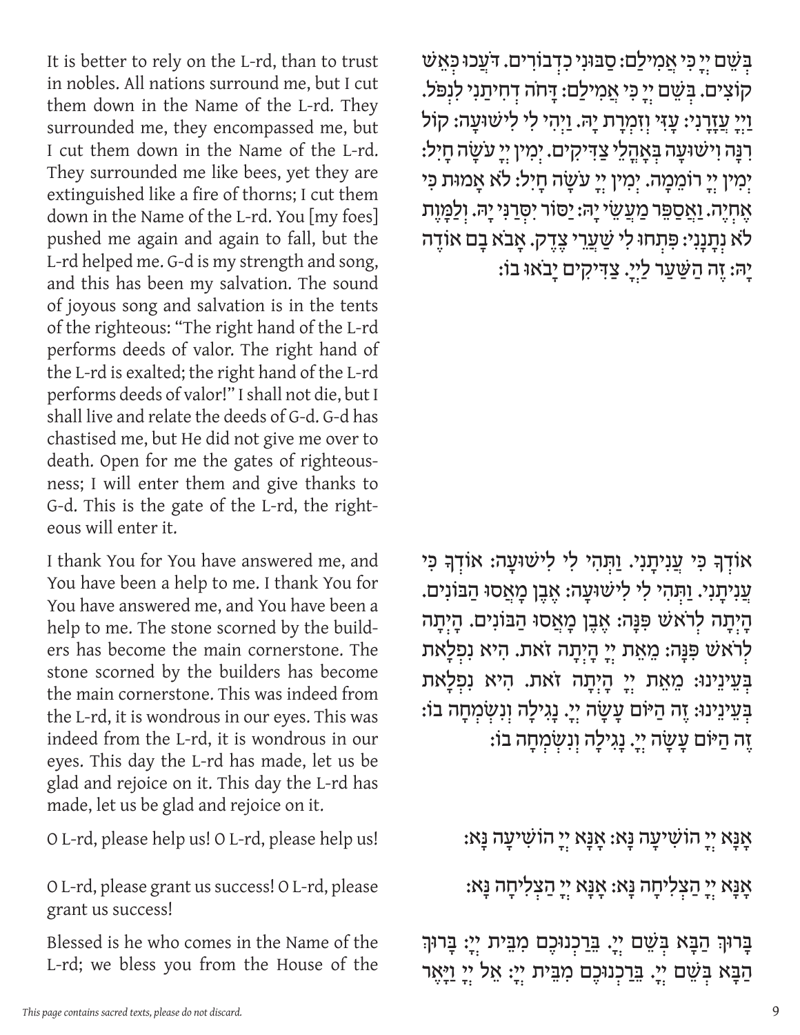בְּשֵׁם יְיָ כִּי אֲמִילַם: סַבּוּנִי כִדְבֹרִים. דֹּעֲכוּ כְּאֵשׁ קוֹצִים. בְּשֵׁם יְיָ כִּי אֲמִילַם: דָּחֹה דְחִיתַנִי לִנְפֹּל. וַייָ עֲזָרָנִי: עָזִּי וְזִמְרָת יָהּ. וַיְהִי לִי לִישׁוּעָה: קוֹל רִנָּה וִישׁוּעָה בְּאָהֳלֵי צַדִּיקִים. יְמִין יְיָ עֹשָׂה חָיִל: יְמִין יְיָ רוֹמֵמָה. יְמִין יְיָ עֹשָׂה חָיִל: לֹא אָמוּת כִּי אֶחְיֶה. וַאֲסַפֵּר מַעֲשֵׂי יָהּ: יַסֹּר יִסְּרַנִּי יָּהּ. וְלַמָּוֶת לֹא נְתָנָנִי: פִּתְחוּ לִי שַׁעֲרֵי צֶדֶק. אָבֹא בָם אוֹדֶה יָהּ: זֶה הַשַּׁעַר לַייָ. צַדִּיקִים יָבֹאוּ בוֹ:

It is better to rely on the L-rd, than to trust in nobles. All nations surround me, but I cut them down in the Name of the L-rd. They surrounded me, they encompassed me, but I cut them down in the Name of the L-rd. They surrounded me like bees, yet they are extinguished like a fire of thorns; I cut them down in the Name of the L-rd. You [my foes] pushed me again and again to fall, but the L-rd helped me. G-d is my strength and song, and this has been my salvation. The sound of joyous song and salvation is in the tents of the righteous: "The right hand of the L-rd performs deeds of valor. The right hand of the L-rd is exalted; the right hand of the L-rd performs deeds of valor!" I shall not die, but I shall live and relate the deeds of G-d. G-d has chastised me, but He did not give me over to death. Open for me the gates of righteousness; I will enter them and give thanks to G-d. This is the gate of the L-rd, the righteous will enter it.

אוֹדְךָ כִּי עֲנִיתָנִי. וַתְּהִי לִי לִישׁוּעָה: אוֹדְךָ כִּי עֲנִיתָנִי. וַתְּהִי לִי לִישׁוּעָה: אֶבֶן מָאֲסוּ הַבּוֹנִים. הָיְתָה לְרֹאשׁ פִּנָּה: אֶבֶן מָאֲסוּ הַבּוֹנִים. הָיְתָה לְרֹאשׁ פִּנָּה: מֵאֵת יְיָ הָיְתָה זֹּאת. הִיא נִפְלָאת בְּעֵינֵינוּ: מֵאֵת יְיָ הָיְתָה זֹּאת. הִיא נִפְלָאת בְּעֵינֵינוּ: זֶה הַיּוֹם עָשָׂה יְיָ. נָגִילָה וְנִשְׂמְחָה בוֹ: זֶה הַיּוֹם עָשָׂה יְיָ. נָגִילָה וְנִשְׂמְחָה בוֹ:

I thank You for You have answered me, and You have been a help to me. I thank You for You have answered me, and You have been a help to me. The stone scorned by the builders has become the main cornerstone. The stone scorned by the builders has become the main cornerstone. This was indeed from the L-rd, it is wondrous in our eyes. This was indeed from the L-rd, it is wondrous in our eyes. This day the L-rd has made, let us be glad and rejoice on it. This day the L-rd has made, let us be glad and rejoice on it.

אָנָּא יְיָ הוֹשִׁיעָה נָּא: אָנָּא יְיָ הוֹשִׁיעָה נָּא:

O L-rd, please help us! O L-rd, please help us!

אָנָּא יְיָ הַצְלִיחָה נָּא: אָנָּא יְיָ הַצְלִיחָה נָּא:

O L-rd, please grant us success! O L-rd, please grant us success!

בָּרוּךְ הַבָּא בְּשֵׁם יְיָ. בֵּרַכְנוּכֶם מִבֵּית יְיָ: בָּרוּךְ הַבָּא בְּשֵׁם יְיָ. בֵּרַכְנוּכֶם מִבֵּית יְיָ: אֵל יְיָ וַיָּאֶר

Blessed is he who comes in the Name of the L-rd; we bless you from the House of the

*This page contains sacred texts, please do not discard.*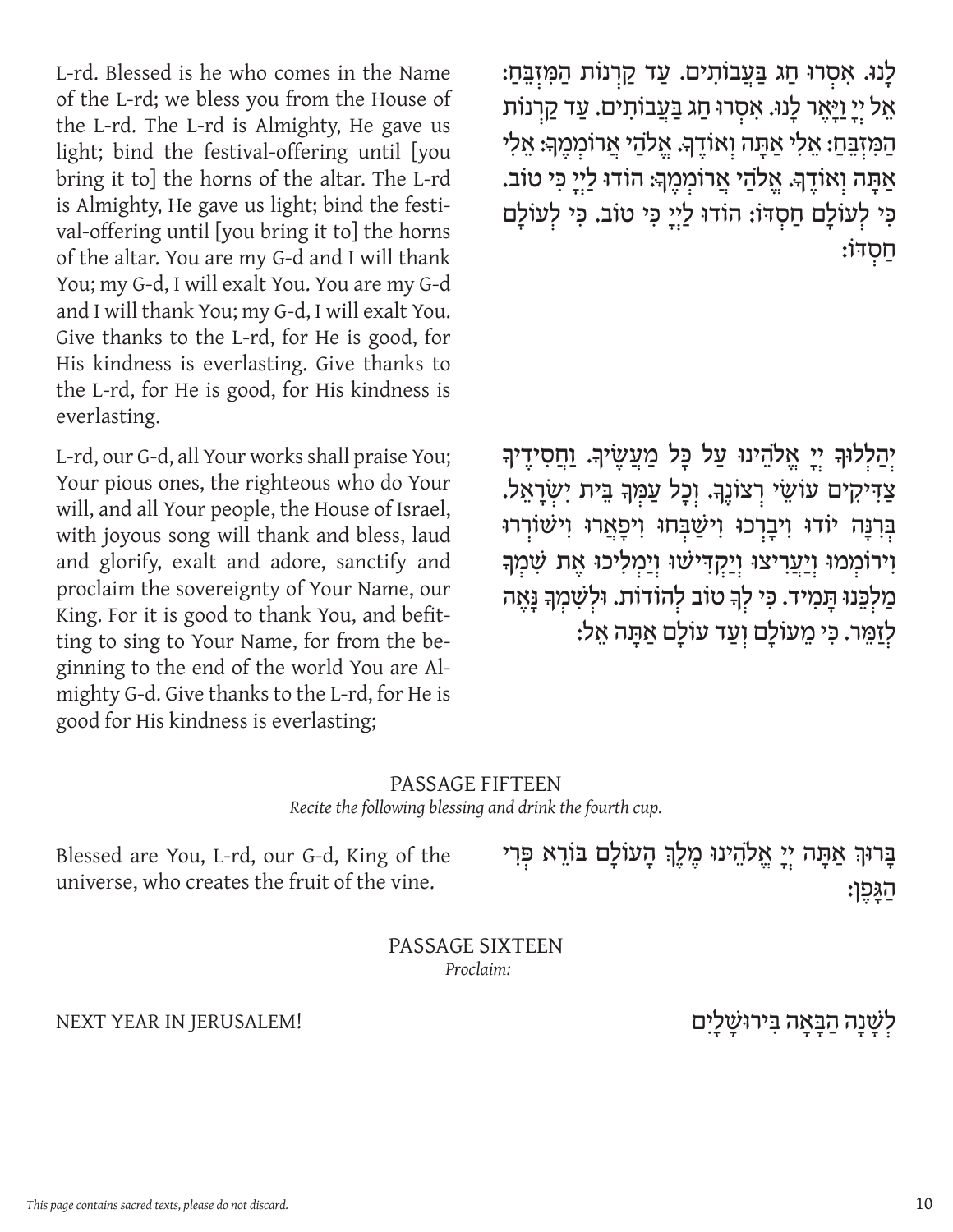לָנוּ. אִסְרוּ חַג בַּעֲבֹתִים. עַד קַרְנוֹת הַמִּזְבֵּחַ: אֵל יְיָ וַיָּאֶר לָנוּ. אִסְרוּ חַג בַּעֲבֹתִים. עַד קַרְנוֹת הַמִּזְבֵּחַ: אֵלִי אַתָּה וְאוֹדֶךָּ. אֱלֹהַי אֲרוֹמְמֶךָּ: אֵלִי אַתָּה וְאוֹדֶךָּ. אֱלֹהַי אֲרוֹמְמֶךָּ: הוֹדוּ לַיְיָ כִּי טוֹב. כִּי לְעוֹלָם חַסְדּוֹ: הוֹדוּ לַיְיָ כִּי טוֹב. כִּי לְעוֹלָם חַסְדּוֹ:

L-rd. Blessed is he who comes in the Name of the L-rd; we bless you from the House of the L-rd. The L-rd is Almighty, He gave us light; bind the festival-offering until [you bring it to] the horns of the altar. The L-rd is Almighty, He gave us light; bind the festival-offering until [you bring it to] the horns of the altar. You are my G-d and I will thank You; my G-d, I will exalt You. You are my G-d and I will thank You; my G-d, I will exalt You. Give thanks to the L-rd, for He is good, for His kindness is everlasting. Give thanks to the L-rd, for He is good, for His kindness is everlasting.

יְהַלְלוּךָ יְיָ אֱלֹהֵינוּ עַל כָּל מַעֲשֶׂיךָ. וַחֲסִידֶיךָ צַדִּיקִים עוֹשֵׂי רְצוֹנֶךָ. וְכָל עַמְּךָ בֵּית יִשְׂרָאֵל. בְּרִנָּה יוֹדוּ וִיבָרְכוּ וִישַׁבְּחוּ וִיפָאֲרוּ וִישׁוֹרְרוּ וִירוֹמְמוּ וְיַעֲרִיצוּ וְיַקְדִּישׁוּ וְיַמְלִיכוּ אֶת שִׁמְךָ מַלְכֵּנוּ תָּמִיד. כִּי לְךָ טוֹב לְהוֹדוֹת. וּלְשִׁמְךָ נָאֶה לְזַמֵּר. כִּי מֵעוֹלָם וְעַד עוֹלָם אַתָּה אֵל:

L-rd, our G-d, all Your works shall praise You; Your pious ones, the righteous who do Your will, and all Your people, the House of Israel, with joyous song will thank and bless, laud and glorify, exalt and adore, sanctify and proclaim the sovereignty of Your Name, our King. For it is good to thank You, and befitting to sing to Your Name, for from the beginning to the end of the world You are Almighty G-d. Give thanks to the L-rd, for He is good for His kindness is everlasting;

## PASSAGE FIFTEEN

*Recite the following blessing and drink the fourth cup.*

בָּרוּךְ אַתָּה יְיָ אֱלֹהֵינוּ מֶלֶךְ הָעוֹלָם בּוֹרֵא פְּרִי הַגָּפֶן:

Blessed are You, L-rd, our G-d, King of the universe, who creates the fruit of the vine.

## PASSAGE SIXTEEN

*Proclaim:*

לְשָׁנָה הַבָּאָה בִּירוּשָׁלָיִם

NEXT YEAR IN JERUSALEM!

*This page contains sacred texts, please do not discard.*